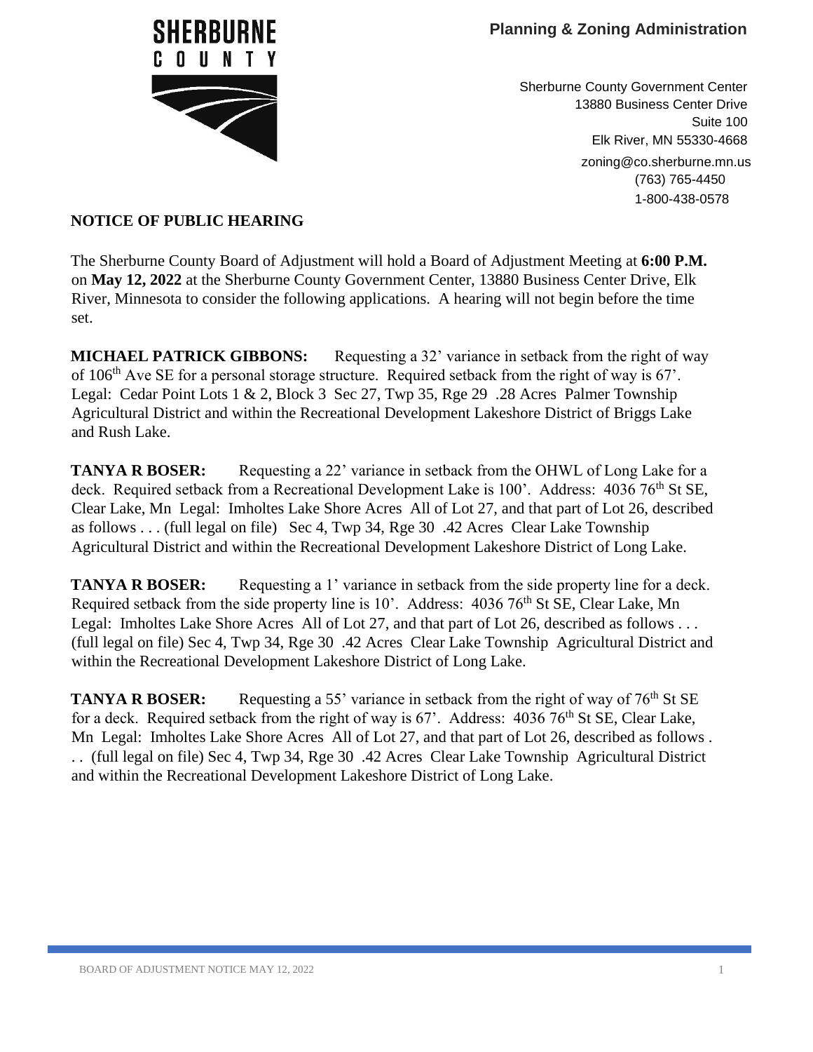SHERBURNE COUNTY

**Planning & Zoning Administration**

Sherburne County Government Center
13880 Business Center Drive
Suite 100
Elk River, MN 55330-4668
zoning@co.sherburne.mn.us
(763) 765-4450
1-800-438-0578

## NOTICE OF PUBLIC HEARING

The Sherburne County Board of Adjustment will hold a Board of Adjustment Meeting at **6:00 P.M.** on **May 12, 2022** at the Sherburne County Government Center, 13880 Business Center Drive, Elk River, Minnesota to consider the following applications. A hearing will not begin before the time set.

**MICHAEL PATRICK GIBBONS:** Requesting a 32' variance in setback from the right of way of 106th Ave SE for a personal storage structure. Required setback from the right of way is 67'. Legal: Cedar Point Lots 1 & 2, Block 3 Sec 27, Twp 35, Rge 29 .28 Acres Palmer Township Agricultural District and within the Recreational Development Lakeshore District of Briggs Lake and Rush Lake.

**TANYA R BOSER:** Requesting a 22' variance in setback from the OHWL of Long Lake for a deck. Required setback from a Recreational Development Lake is 100'. Address: 4036 76th St SE, Clear Lake, Mn Legal: Imholtes Lake Shore Acres All of Lot 27, and that part of Lot 26, described as follows . . . (full legal on file) Sec 4, Twp 34, Rge 30 .42 Acres Clear Lake Township Agricultural District and within the Recreational Development Lakeshore District of Long Lake.

**TANYA R BOSER:** Requesting a 1' variance in setback from the side property line for a deck. Required setback from the side property line is 10'. Address: 4036 76th St SE, Clear Lake, Mn Legal: Imholtes Lake Shore Acres All of Lot 27, and that part of Lot 26, described as follows . . . (full legal on file) Sec 4, Twp 34, Rge 30 .42 Acres Clear Lake Township Agricultural District and within the Recreational Development Lakeshore District of Long Lake.

**TANYA R BOSER:** Requesting a 55' variance in setback from the right of way of 76th St SE for a deck. Required setback from the right of way is 67'. Address: 4036 76th St SE, Clear Lake, Mn Legal: Imholtes Lake Shore Acres All of Lot 27, and that part of Lot 26, described as follows . . . (full legal on file) Sec 4, Twp 34, Rge 30 .42 Acres Clear Lake Township Agricultural District and within the Recreational Development Lakeshore District of Long Lake.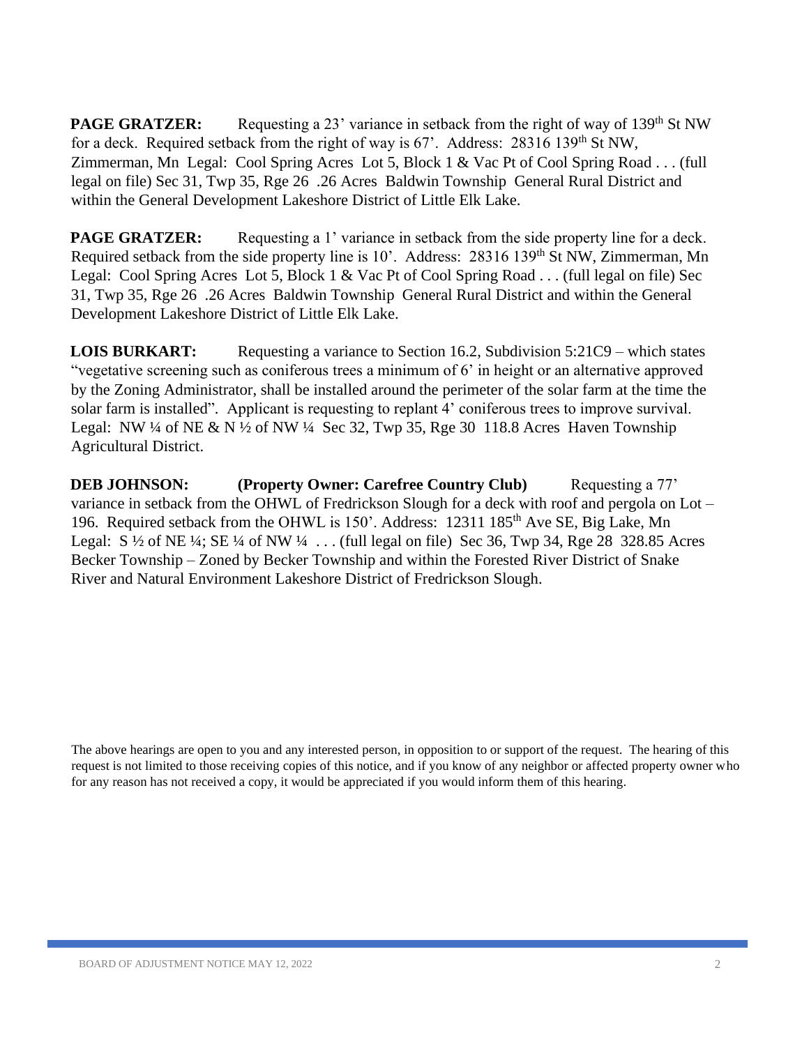**PAGE GRATZER:** Requesting a 23' variance in setback from the right of way of 139th St NW for a deck. Required setback from the right of way is 67'. Address: 28316 139th St NW, Zimmerman, Mn Legal: Cool Spring Acres Lot 5, Block 1 & Vac Pt of Cool Spring Road . . . (full legal on file) Sec 31, Twp 35, Rge 26 .26 Acres Baldwin Township General Rural District and within the General Development Lakeshore District of Little Elk Lake.

**PAGE GRATZER:** Requesting a 1' variance in setback from the side property line for a deck. Required setback from the side property line is 10'. Address: 28316 139th St NW, Zimmerman, Mn Legal: Cool Spring Acres Lot 5, Block 1 & Vac Pt of Cool Spring Road . . . (full legal on file) Sec 31, Twp 35, Rge 26 .26 Acres Baldwin Township General Rural District and within the General Development Lakeshore District of Little Elk Lake.

**LOIS BURKART:** Requesting a variance to Section 16.2, Subdivision 5:21C9 – which states "vegetative screening such as coniferous trees a minimum of 6' in height or an alternative approved by the Zoning Administrator, shall be installed around the perimeter of the solar farm at the time the solar farm is installed". Applicant is requesting to replant 4' coniferous trees to improve survival. Legal: NW ¼ of NE & N ½ of NW ¼ Sec 32, Twp 35, Rge 30 118.8 Acres Haven Township Agricultural District.

**DEB JOHNSON:** **(Property Owner: Carefree Country Club)** Requesting a 77' variance in setback from the OHWL of Fredrickson Slough for a deck with roof and pergola on Lot – 196. Required setback from the OHWL is 150'. Address: 12311 185th Ave SE, Big Lake, Mn Legal: S ½ of NE ¼; SE ¼ of NW ¼ . . . (full legal on file) Sec 36, Twp 34, Rge 28 328.85 Acres Becker Township – Zoned by Becker Township and within the Forested River District of Snake River and Natural Environment Lakeshore District of Fredrickson Slough.

The above hearings are open to you and any interested person, in opposition to or support of the request. The hearing of this request is not limited to those receiving copies of this notice, and if you know of any neighbor or affected property owner who for any reason has not received a copy, it would be appreciated if you would inform them of this hearing.